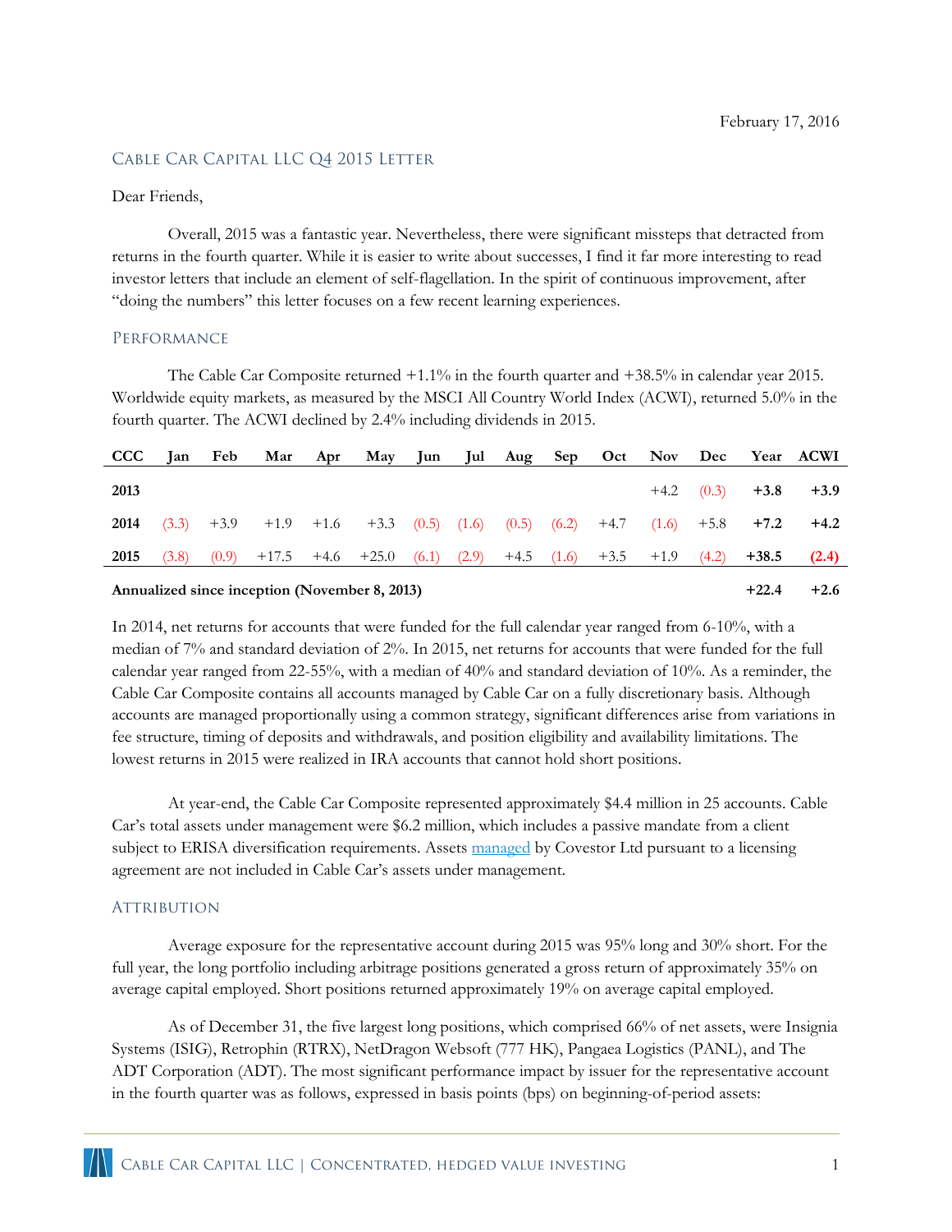February 17, 2016

## Cable Car Capital LLC Q4 2015 Letter

Dear Friends,

Overall, 2015 was a fantastic year. Nevertheless, there were significant missteps that detracted from returns in the fourth quarter. While it is easier to write about successes, I find it far more interesting to read investor letters that include an element of self-flagellation. In the spirit of continuous improvement, after "doing the numbers" this letter focuses on a few recent learning experiences.

## Performance

The Cable Car Composite returned +1.1% in the fourth quarter and +38.5% in calendar year 2015. Worldwide equity markets, as measured by the MSCI All Country World Index (ACWI), returned 5.0% in the fourth quarter. The ACWI declined by 2.4% including dividends in 2015.

| CCC | Jan | Feb | Mar | Apr | May | Jun | Jul | Aug | Sep | Oct | Nov | Dec | Year | ACWI |
|---|---|---|---|---|---|---|---|---|---|---|---|---|---|---|
| **2013** | | | | | | | | | | | +4.2 | (0.3) | **+3.8** | **+3.9** |
| **2014** | (3.3) | +3.9 | +1.9 | +1.6 | +3.3 | (0.5) | (1.6) | (0.5) | (6.2) | +4.7 | (1.6) | +5.8 | **+7.2** | **+4.2** |
| **2015** | (3.8) | (0.9) | +17.5 | +4.6 | +25.0 | (6.1) | (2.9) | +4.5 | (1.6) | +3.5 | +1.9 | (4.2) | **+38.5** | **(2.4)** |
| **Annualized since inception (November 8, 2013)** | | | | | | | | | | | | | **+22.4** | **+2.6** |

In 2014, net returns for accounts that were funded for the full calendar year ranged from 6-10%, with a median of 7% and standard deviation of 2%. In 2015, net returns for accounts that were funded for the full calendar year ranged from 22-55%, with a median of 40% and standard deviation of 10%. As a reminder, the Cable Car Composite contains all accounts managed by Cable Car on a fully discretionary basis. Although accounts are managed proportionally using a common strategy, significant differences arise from variations in fee structure, timing of deposits and withdrawals, and position eligibility and availability limitations. The lowest returns in 2015 were realized in IRA accounts that cannot hold short positions.

At year-end, the Cable Car Composite represented approximately $4.4 million in 25 accounts. Cable Car's total assets under management were $6.2 million, which includes a passive mandate from a client subject to ERISA diversification requirements. Assets managed by Covestor Ltd pursuant to a licensing agreement are not included in Cable Car's assets under management.

## Attribution

Average exposure for the representative account during 2015 was 95% long and 30% short. For the full year, the long portfolio including arbitrage positions generated a gross return of approximately 35% on average capital employed. Short positions returned approximately 19% on average capital employed.

As of December 31, the five largest long positions, which comprised 66% of net assets, were Insignia Systems (ISIG), Retrophin (RTRX), NetDragon Websoft (777 HK), Pangaea Logistics (PANL), and The ADT Corporation (ADT). The most significant performance impact by issuer for the representative account in the fourth quarter was as follows, expressed in basis points (bps) on beginning-of-period assets: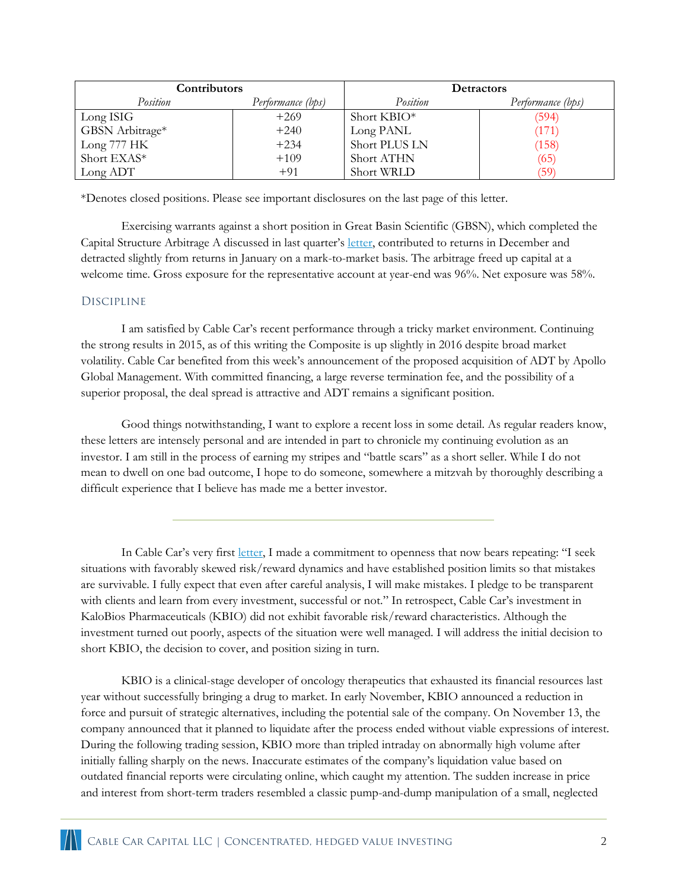| Contributors | | Detractors | |
|---|---|---|---|
| *Position* | *Performance (bps)* | *Position* | *Performance (bps)* |
| Long ISIG | +269 | Short KBIO* | (594) |
| GBSN Arbitrage* | +240 | Long PANL | (171) |
| Long 777 HK | +234 | Short PLUS LN | (158) |
| Short EXAS* | +109 | Short ATHN | (65) |
| Long ADT | +91 | Short WRLD | (59) |

*Denotes closed positions. Please see important disclosures on the last page of this letter.

Exercising warrants against a short position in Great Basin Scientific (GBSN), which completed the Capital Structure Arbitrage A discussed in last quarter's letter, contributed to returns in December and detracted slightly from returns in January on a mark-to-market basis. The arbitrage freed up capital at a welcome time. Gross exposure for the representative account at year-end was 96%. Net exposure was 58%.

## Discipline

I am satisfied by Cable Car's recent performance through a tricky market environment. Continuing the strong results in 2015, as of this writing the Composite is up slightly in 2016 despite broad market volatility. Cable Car benefited from this week's announcement of the proposed acquisition of ADT by Apollo Global Management. With committed financing, a large reverse termination fee, and the possibility of a superior proposal, the deal spread is attractive and ADT remains a significant position.

Good things notwithstanding, I want to explore a recent loss in some detail. As regular readers know, these letters are intensely personal and are intended in part to chronicle my continuing evolution as an investor. I am still in the process of earning my stripes and "battle scars" as a short seller. While I do not mean to dwell on one bad outcome, I hope to do someone, somewhere a mitzvah by thoroughly describing a difficult experience that I believe has made me a better investor.

---

In Cable Car's very first letter, I made a commitment to openness that now bears repeating: "I seek situations with favorably skewed risk/reward dynamics and have established position limits so that mistakes are survivable. I fully expect that even after careful analysis, I will make mistakes. I pledge to be transparent with clients and learn from every investment, successful or not." In retrospect, Cable Car's investment in KaloBios Pharmaceuticals (KBIO) did not exhibit favorable risk/reward characteristics. Although the investment turned out poorly, aspects of the situation were well managed. I will address the initial decision to short KBIO, the decision to cover, and position sizing in turn.

KBIO is a clinical-stage developer of oncology therapeutics that exhausted its financial resources last year without successfully bringing a drug to market. In early November, KBIO announced a reduction in force and pursuit of strategic alternatives, including the potential sale of the company. On November 13, the company announced that it planned to liquidate after the process ended without viable expressions of interest. During the following trading session, KBIO more than tripled intraday on abnormally high volume after initially falling sharply on the news. Inaccurate estimates of the company's liquidation value based on outdated financial reports were circulating online, which caught my attention. The sudden increase in price and interest from short-term traders resembled a classic pump-and-dump manipulation of a small, neglected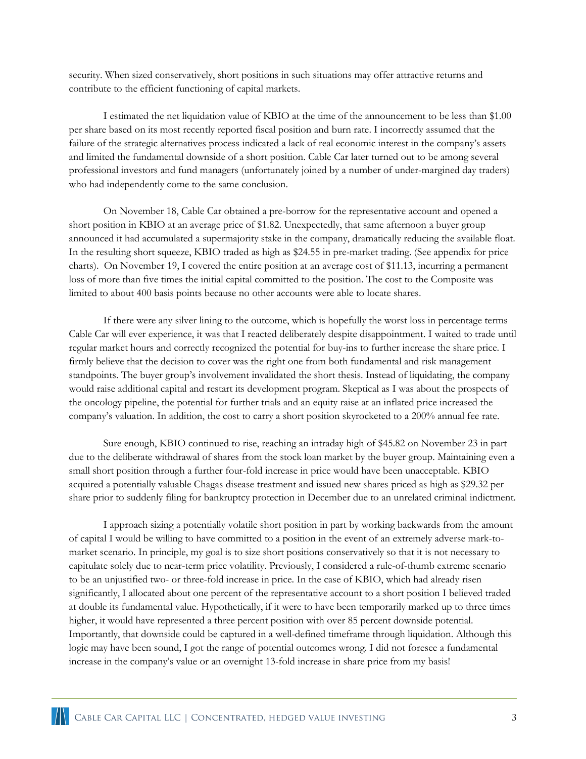security. When sized conservatively, short positions in such situations may offer attractive returns and contribute to the efficient functioning of capital markets.

I estimated the net liquidation value of KBIO at the time of the announcement to be less than $1.00 per share based on its most recently reported fiscal position and burn rate. I incorrectly assumed that the failure of the strategic alternatives process indicated a lack of real economic interest in the company's assets and limited the fundamental downside of a short position. Cable Car later turned out to be among several professional investors and fund managers (unfortunately joined by a number of under-margined day traders) who had independently come to the same conclusion.

On November 18, Cable Car obtained a pre-borrow for the representative account and opened a short position in KBIO at an average price of $1.82. Unexpectedly, that same afternoon a buyer group announced it had accumulated a supermajority stake in the company, dramatically reducing the available float. In the resulting short squeeze, KBIO traded as high as $24.55 in pre-market trading. (See appendix for price charts). On November 19, I covered the entire position at an average cost of $11.13, incurring a permanent loss of more than five times the initial capital committed to the position. The cost to the Composite was limited to about 400 basis points because no other accounts were able to locate shares.

If there were any silver lining to the outcome, which is hopefully the worst loss in percentage terms Cable Car will ever experience, it was that I reacted deliberately despite disappointment. I waited to trade until regular market hours and correctly recognized the potential for buy-ins to further increase the share price. I firmly believe that the decision to cover was the right one from both fundamental and risk management standpoints. The buyer group's involvement invalidated the short thesis. Instead of liquidating, the company would raise additional capital and restart its development program. Skeptical as I was about the prospects of the oncology pipeline, the potential for further trials and an equity raise at an inflated price increased the company's valuation. In addition, the cost to carry a short position skyrocketed to a 200% annual fee rate.

Sure enough, KBIO continued to rise, reaching an intraday high of $45.82 on November 23 in part due to the deliberate withdrawal of shares from the stock loan market by the buyer group. Maintaining even a small short position through a further four-fold increase in price would have been unacceptable. KBIO acquired a potentially valuable Chagas disease treatment and issued new shares priced as high as $29.32 per share prior to suddenly filing for bankruptcy protection in December due to an unrelated criminal indictment.

I approach sizing a potentially volatile short position in part by working backwards from the amount of capital I would be willing to have committed to a position in the event of an extremely adverse mark-to-market scenario. In principle, my goal is to size short positions conservatively so that it is not necessary to capitulate solely due to near-term price volatility. Previously, I considered a rule-of-thumb extreme scenario to be an unjustified two- or three-fold increase in price. In the case of KBIO, which had already risen significantly, I allocated about one percent of the representative account to a short position I believed traded at double its fundamental value. Hypothetically, if it were to have been temporarily marked up to three times higher, it would have represented a three percent position with over 85 percent downside potential. Importantly, that downside could be captured in a well-defined timeframe through liquidation. Although this logic may have been sound, I got the range of potential outcomes wrong. I did not foresee a fundamental increase in the company's value or an overnight 13-fold increase in share price from my basis!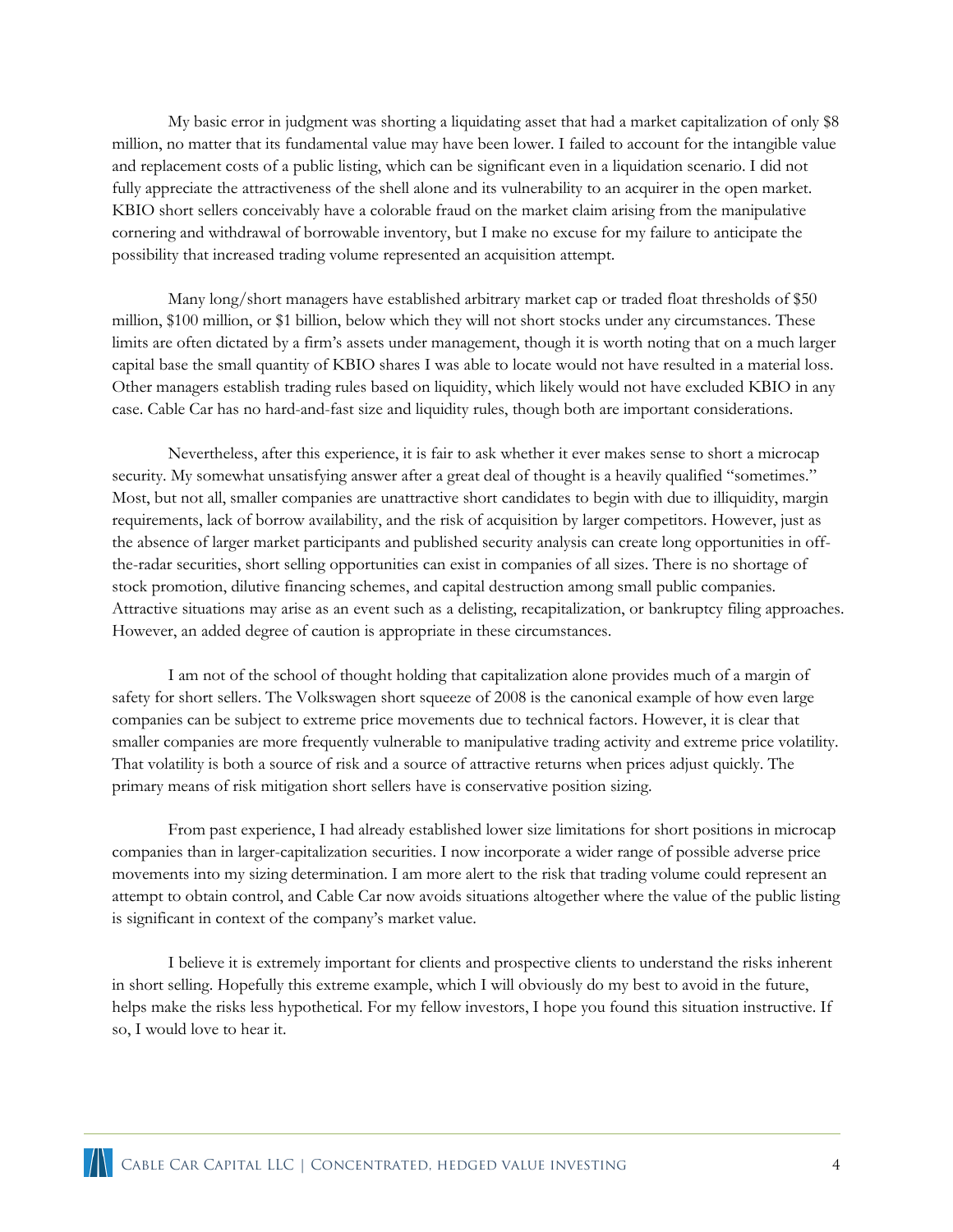My basic error in judgment was shorting a liquidating asset that had a market capitalization of only $8 million, no matter that its fundamental value may have been lower. I failed to account for the intangible value and replacement costs of a public listing, which can be significant even in a liquidation scenario. I did not fully appreciate the attractiveness of the shell alone and its vulnerability to an acquirer in the open market. KBIO short sellers conceivably have a colorable fraud on the market claim arising from the manipulative cornering and withdrawal of borrowable inventory, but I make no excuse for my failure to anticipate the possibility that increased trading volume represented an acquisition attempt.

Many long/short managers have established arbitrary market cap or traded float thresholds of $50 million, $100 million, or $1 billion, below which they will not short stocks under any circumstances. These limits are often dictated by a firm's assets under management, though it is worth noting that on a much larger capital base the small quantity of KBIO shares I was able to locate would not have resulted in a material loss. Other managers establish trading rules based on liquidity, which likely would not have excluded KBIO in any case. Cable Car has no hard-and-fast size and liquidity rules, though both are important considerations.

Nevertheless, after this experience, it is fair to ask whether it ever makes sense to short a microcap security. My somewhat unsatisfying answer after a great deal of thought is a heavily qualified "sometimes." Most, but not all, smaller companies are unattractive short candidates to begin with due to illiquidity, margin requirements, lack of borrow availability, and the risk of acquisition by larger competitors. However, just as the absence of larger market participants and published security analysis can create long opportunities in off-the-radar securities, short selling opportunities can exist in companies of all sizes. There is no shortage of stock promotion, dilutive financing schemes, and capital destruction among small public companies. Attractive situations may arise as an event such as a delisting, recapitalization, or bankruptcy filing approaches. However, an added degree of caution is appropriate in these circumstances.

I am not of the school of thought holding that capitalization alone provides much of a margin of safety for short sellers. The Volkswagen short squeeze of 2008 is the canonical example of how even large companies can be subject to extreme price movements due to technical factors. However, it is clear that smaller companies are more frequently vulnerable to manipulative trading activity and extreme price volatility. That volatility is both a source of risk and a source of attractive returns when prices adjust quickly. The primary means of risk mitigation short sellers have is conservative position sizing.

From past experience, I had already established lower size limitations for short positions in microcap companies than in larger-capitalization securities. I now incorporate a wider range of possible adverse price movements into my sizing determination. I am more alert to the risk that trading volume could represent an attempt to obtain control, and Cable Car now avoids situations altogether where the value of the public listing is significant in context of the company's market value.

I believe it is extremely important for clients and prospective clients to understand the risks inherent in short selling. Hopefully this extreme example, which I will obviously do my best to avoid in the future, helps make the risks less hypothetical. For my fellow investors, I hope you found this situation instructive. If so, I would love to hear it.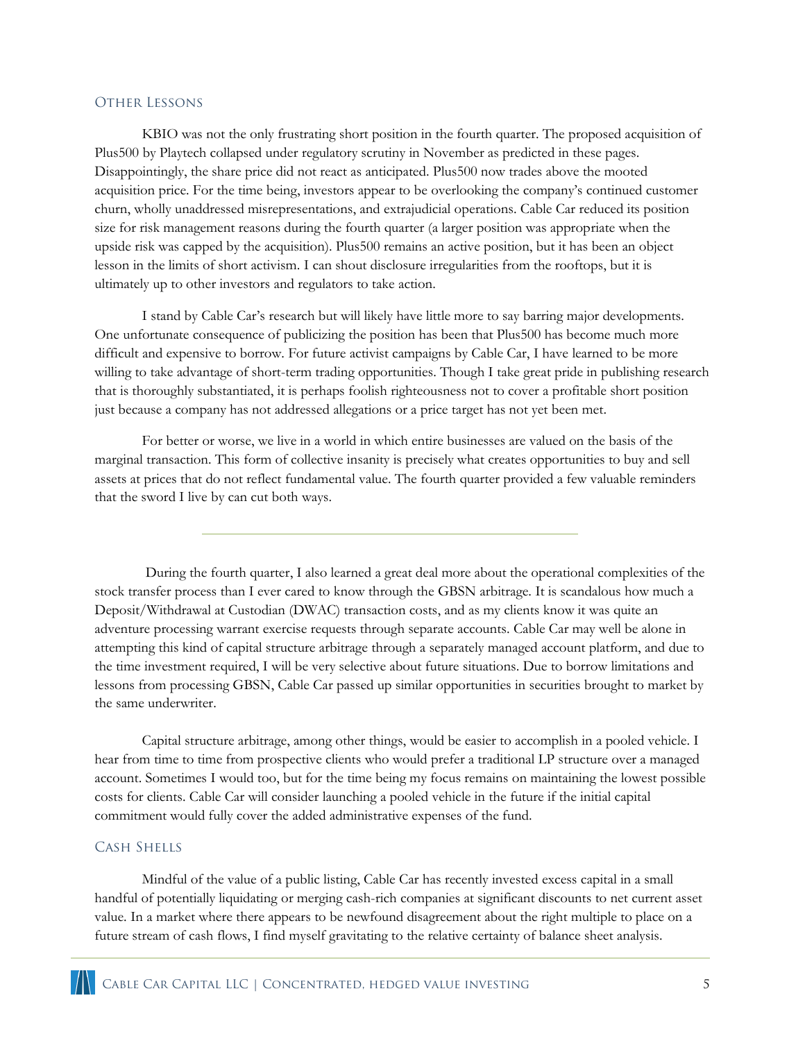## Other Lessons

KBIO was not the only frustrating short position in the fourth quarter. The proposed acquisition of Plus500 by Playtech collapsed under regulatory scrutiny in November as predicted in these pages. Disappointingly, the share price did not react as anticipated. Plus500 now trades above the mooted acquisition price. For the time being, investors appear to be overlooking the company's continued customer churn, wholly unaddressed misrepresentations, and extrajudicial operations. Cable Car reduced its position size for risk management reasons during the fourth quarter (a larger position was appropriate when the upside risk was capped by the acquisition). Plus500 remains an active position, but it has been an object lesson in the limits of short activism. I can shout disclosure irregularities from the rooftops, but it is ultimately up to other investors and regulators to take action.

I stand by Cable Car's research but will likely have little more to say barring major developments. One unfortunate consequence of publicizing the position has been that Plus500 has become much more difficult and expensive to borrow. For future activist campaigns by Cable Car, I have learned to be more willing to take advantage of short-term trading opportunities. Though I take great pride in publishing research that is thoroughly substantiated, it is perhaps foolish righteousness not to cover a profitable short position just because a company has not addressed allegations or a price target has not yet been met.

For better or worse, we live in a world in which entire businesses are valued on the basis of the marginal transaction. This form of collective insanity is precisely what creates opportunities to buy and sell assets at prices that do not reflect fundamental value. The fourth quarter provided a few valuable reminders that the sword I live by can cut both ways.

---

During the fourth quarter, I also learned a great deal more about the operational complexities of the stock transfer process than I ever cared to know through the GBSN arbitrage. It is scandalous how much a Deposit/Withdrawal at Custodian (DWAC) transaction costs, and as my clients know it was quite an adventure processing warrant exercise requests through separate accounts. Cable Car may well be alone in attempting this kind of capital structure arbitrage through a separately managed account platform, and due to the time investment required, I will be very selective about future situations. Due to borrow limitations and lessons from processing GBSN, Cable Car passed up similar opportunities in securities brought to market by the same underwriter.

Capital structure arbitrage, among other things, would be easier to accomplish in a pooled vehicle. I hear from time to time from prospective clients who would prefer a traditional LP structure over a managed account. Sometimes I would too, but for the time being my focus remains on maintaining the lowest possible costs for clients. Cable Car will consider launching a pooled vehicle in the future if the initial capital commitment would fully cover the added administrative expenses of the fund.

## Cash Shells

Mindful of the value of a public listing, Cable Car has recently invested excess capital in a small handful of potentially liquidating or merging cash-rich companies at significant discounts to net current asset value. In a market where there appears to be newfound disagreement about the right multiple to place on a future stream of cash flows, I find myself gravitating to the relative certainty of balance sheet analysis.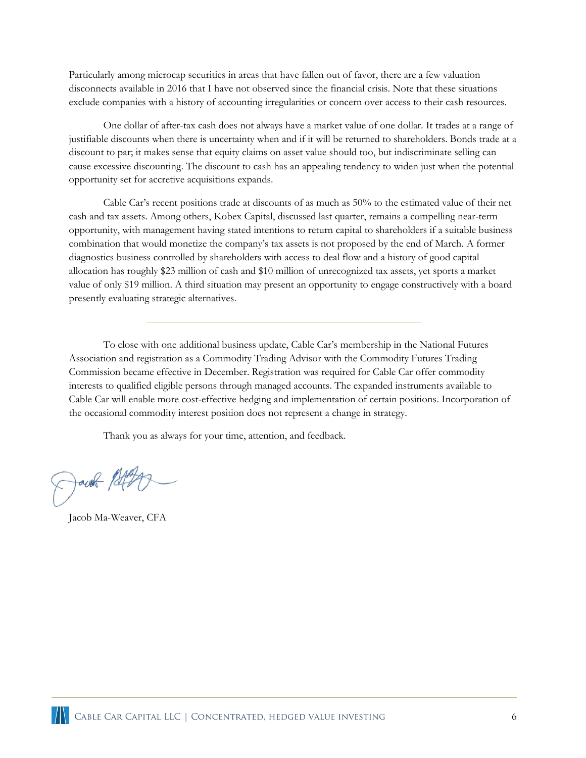Particularly among microcap securities in areas that have fallen out of favor, there are a few valuation disconnects available in 2016 that I have not observed since the financial crisis. Note that these situations exclude companies with a history of accounting irregularities or concern over access to their cash resources.

One dollar of after-tax cash does not always have a market value of one dollar. It trades at a range of justifiable discounts when there is uncertainty when and if it will be returned to shareholders. Bonds trade at a discount to par; it makes sense that equity claims on asset value should too, but indiscriminate selling can cause excessive discounting. The discount to cash has an appealing tendency to widen just when the potential opportunity set for accretive acquisitions expands.

Cable Car's recent positions trade at discounts of as much as 50% to the estimated value of their net cash and tax assets. Among others, Kobex Capital, discussed last quarter, remains a compelling near-term opportunity, with management having stated intentions to return capital to shareholders if a suitable business combination that would monetize the company's tax assets is not proposed by the end of March. A former diagnostics business controlled by shareholders with access to deal flow and a history of good capital allocation has roughly $23 million of cash and $10 million of unrecognized tax assets, yet sports a market value of only $19 million. A third situation may present an opportunity to engage constructively with a board presently evaluating strategic alternatives.

---

To close with one additional business update, Cable Car's membership in the National Futures Association and registration as a Commodity Trading Advisor with the Commodity Futures Trading Commission became effective in December. Registration was required for Cable Car offer commodity interests to qualified eligible persons through managed accounts. The expanded instruments available to Cable Car will enable more cost-effective hedging and implementation of certain positions. Incorporation of the occasional commodity interest position does not represent a change in strategy.

Thank you as always for your time, attention, and feedback.

Jacob Ma-Weaver, CFA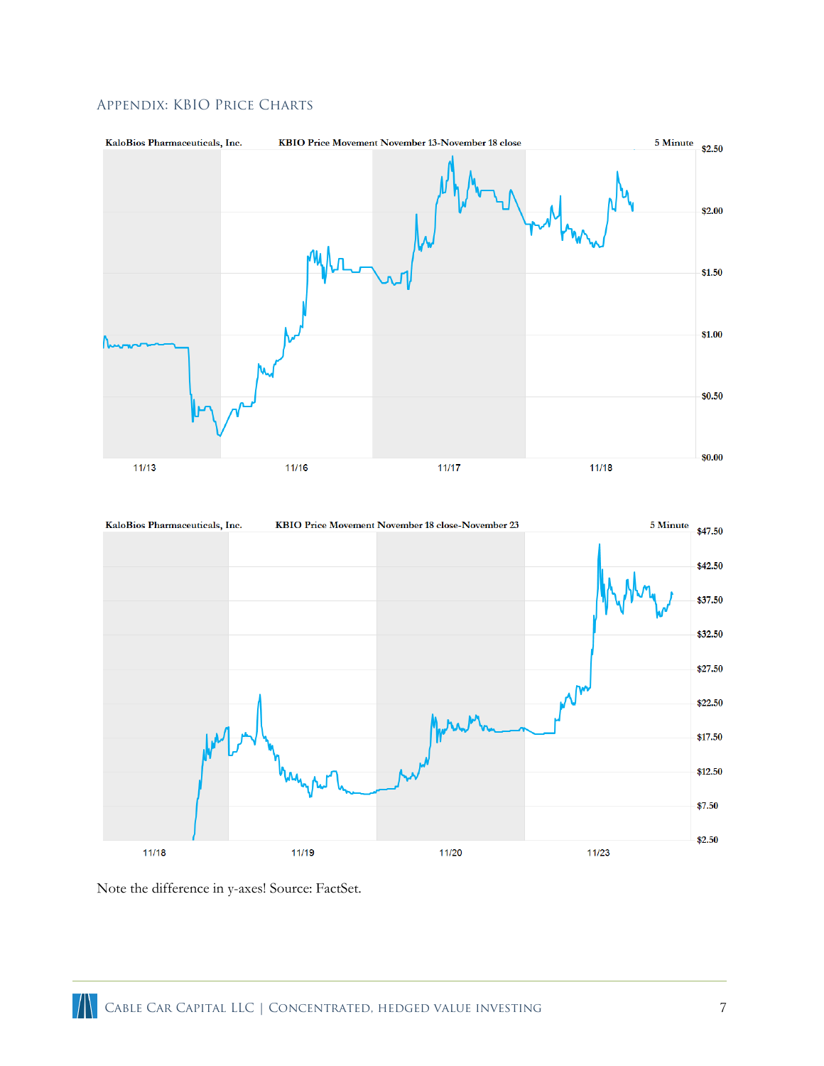## Appendix: KBIO Price Charts

KaloBios Pharmaceuticals, Inc. — KBIO Price Movement November 13-November 18 close — 5 Minute

KaloBios Pharmaceuticals, Inc. — KBIO Price Movement November 18 close-November 23 — 5 Minute

Note the difference in y-axes! Source: FactSet.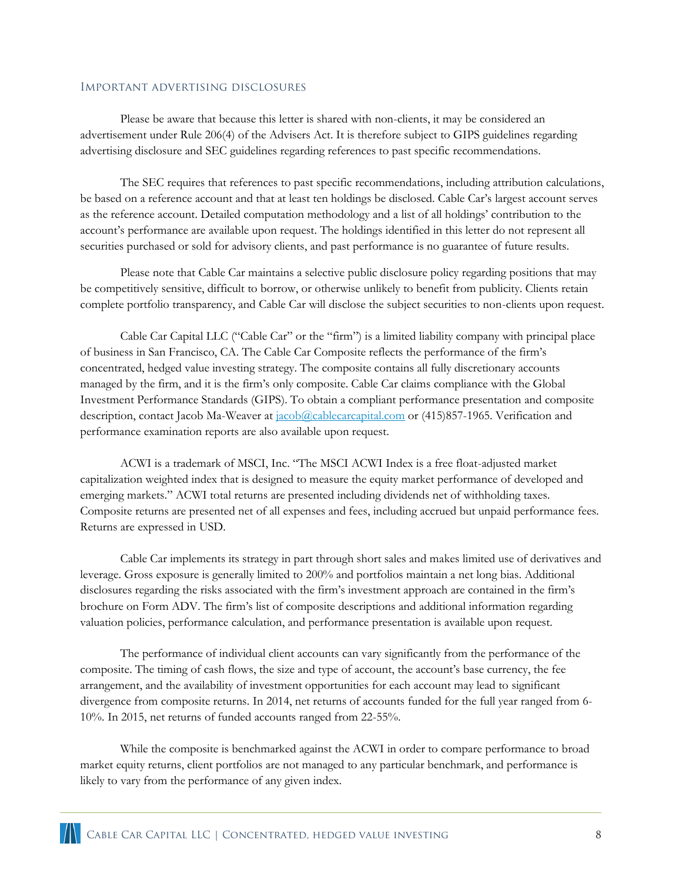## Important advertising disclosures

Please be aware that because this letter is shared with non-clients, it may be considered an advertisement under Rule 206(4) of the Advisers Act. It is therefore subject to GIPS guidelines regarding advertising disclosure and SEC guidelines regarding references to past specific recommendations.

The SEC requires that references to past specific recommendations, including attribution calculations, be based on a reference account and that at least ten holdings be disclosed. Cable Car's largest account serves as the reference account. Detailed computation methodology and a list of all holdings' contribution to the account's performance are available upon request. The holdings identified in this letter do not represent all securities purchased or sold for advisory clients, and past performance is no guarantee of future results.

Please note that Cable Car maintains a selective public disclosure policy regarding positions that may be competitively sensitive, difficult to borrow, or otherwise unlikely to benefit from publicity. Clients retain complete portfolio transparency, and Cable Car will disclose the subject securities to non-clients upon request.

Cable Car Capital LLC ("Cable Car" or the "firm") is a limited liability company with principal place of business in San Francisco, CA. The Cable Car Composite reflects the performance of the firm's concentrated, hedged value investing strategy. The composite contains all fully discretionary accounts managed by the firm, and it is the firm's only composite. Cable Car claims compliance with the Global Investment Performance Standards (GIPS). To obtain a compliant performance presentation and composite description, contact Jacob Ma-Weaver at jacob@cablecarcapital.com or (415)857-1965. Verification and performance examination reports are also available upon request.

ACWI is a trademark of MSCI, Inc. "The MSCI ACWI Index is a free float-adjusted market capitalization weighted index that is designed to measure the equity market performance of developed and emerging markets." ACWI total returns are presented including dividends net of withholding taxes. Composite returns are presented net of all expenses and fees, including accrued but unpaid performance fees. Returns are expressed in USD.

Cable Car implements its strategy in part through short sales and makes limited use of derivatives and leverage. Gross exposure is generally limited to 200% and portfolios maintain a net long bias. Additional disclosures regarding the risks associated with the firm's investment approach are contained in the firm's brochure on Form ADV. The firm's list of composite descriptions and additional information regarding valuation policies, performance calculation, and performance presentation is available upon request.

The performance of individual client accounts can vary significantly from the performance of the composite. The timing of cash flows, the size and type of account, the account's base currency, the fee arrangement, and the availability of investment opportunities for each account may lead to significant divergence from composite returns. In 2014, net returns of accounts funded for the full year ranged from 6-10%. In 2015, net returns of funded accounts ranged from 22-55%.

While the composite is benchmarked against the ACWI in order to compare performance to broad market equity returns, client portfolios are not managed to any particular benchmark, and performance is likely to vary from the performance of any given index.